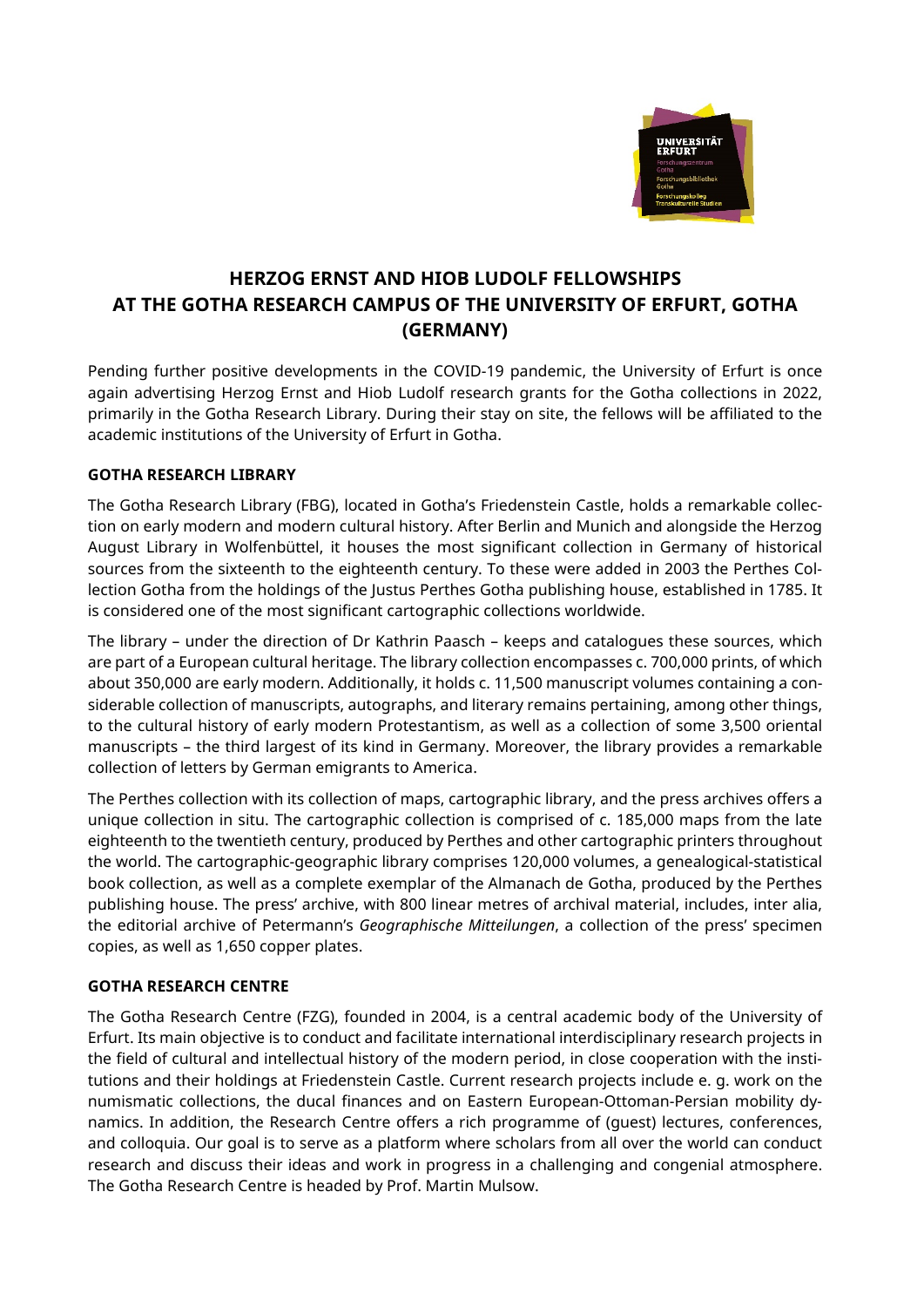# HERZOG ERNST AND HIOB LUDOLF FELLOWSHIPS AT THE GOTHA RESEARCH CAMPUS OF THE UNIVERSITY OF ERFURT, GOTHA (GERMANY)

Pending further positive developments in the COVID-19 pandemic, the University of Erfurt is once again advertising Herzog Ernst and Hiob Ludolf research grants for the Gotha collections in 2022, primarily in the Gotha Research Library. During their stay on site, the fellows will be affiliated to the academic institutions of the University of Erfurt in Gotha.

## GOTHA RESEARCH LIBRARY

The Gotha Research Library (FBG), located in Gotha's Friedenstein Castle, holds a remarkable collection on early modern and modern cultural history. After Berlin and Munich and alongside the Herzog August Library in Wolfenbüttel, it houses the most significant collection in Germany of historical sources from the sixteenth to the eighteenth century. To these were added in 2003 the Perthes Collection Gotha from the holdings of the Justus Perthes Gotha publishing house, established in 1785. It is considered one of the most significant cartographic collections worldwide.

The library – under the direction of Dr Kathrin Paasch – keeps and catalogues these sources, which are part of a European cultural heritage. The library collection encompasses c. 700,000 prints, of which about 350,000 are early modern. Additionally, it holds c. 11,500 manuscript volumes containing a considerable collection of manuscripts, autographs, and literary remains pertaining, among other things, to the cultural history of early modern Protestantism, as well as a collection of some 3,500 oriental manuscripts – the third largest of its kind in Germany. Moreover, the library provides a remarkable collection of letters by German emigrants to America.

The Perthes collection with its collection of maps, cartographic library, and the press archives offers a unique collection in situ. The cartographic collection is comprised of c. 185,000 maps from the late eighteenth to the twentieth century, produced by Perthes and other cartographic printers throughout the world. The cartographic-geographic library comprises 120,000 volumes, a genealogical-statistical book collection, as well as a complete exemplar of the Almanach de Gotha, produced by the Perthes publishing house. The press' archive, with 800 linear metres of archival material, includes, inter alia, the editorial archive of Petermann's *Geographische Mitteilungen*, a collection of the press' specimen copies, as well as 1,650 copper plates.

## GOTHA RESEARCH CENTRE

The Gotha Research Centre (FZG), founded in 2004, is a central academic body of the University of Erfurt. Its main objective is to conduct and facilitate international interdisciplinary research projects in the field of cultural and intellectual history of the modern period, in close cooperation with the institutions and their holdings at Friedenstein Castle. Current research projects include e. g. work on the numismatic collections, the ducal finances and on Eastern European-Ottoman-Persian mobility dynamics. In addition, the Research Centre offers a rich programme of (guest) lectures, conferences, and colloquia. Our goal is to serve as a platform where scholars from all over the world can conduct research and discuss their ideas and work in progress in a challenging and congenial atmosphere. The Gotha Research Centre is headed by Prof. Martin Mulsow.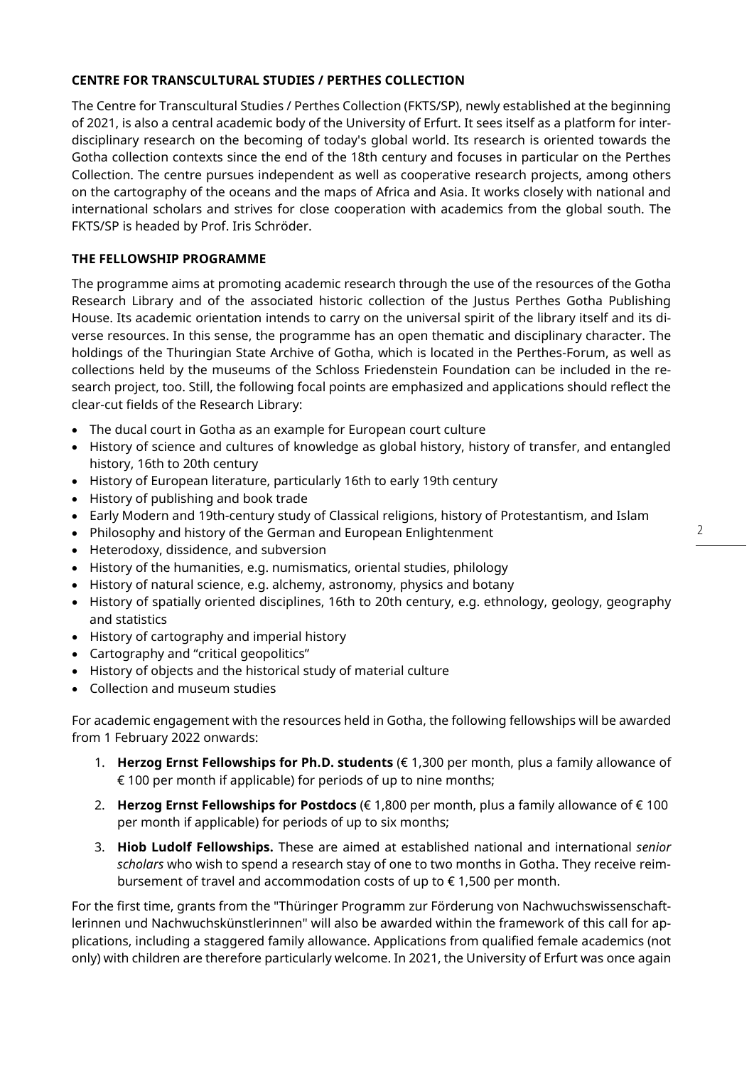**CENTRE FOR TRANSCULTURAL STUDIES / PERTHES COLLECTION**

The Centre for Transcultural Studies / Perthes Collection (FKTS/SP), newly established at the beginning of 2021, is also a central academic body of the University of Erfurt. It sees itself as a platform for interdisciplinary research on the becoming of today's global world. Its research is oriented towards the Gotha collection contexts since the end of the 18th century and focuses in particular on the Perthes Collection. The centre pursues independent as well as cooperative research projects, among others on the cartography of the oceans and the maps of Africa and Asia. It works closely with national and international scholars and strives for close cooperation with academics from the global south. The FKTS/SP is headed by Prof. Iris Schröder.

**THE FELLOWSHIP PROGRAMME**

The programme aims at promoting academic research through the use of the resources of the Gotha Research Library and of the associated historic collection of the Justus Perthes Gotha Publishing House. Its academic orientation intends to carry on the universal spirit of the library itself and its diverse resources. In this sense, the programme has an open thematic and disciplinary character. The holdings of the Thuringian State Archive of Gotha, which is located in the Perthes-Forum, as well as collections held by the museums of the Schloss Friedenstein Foundation can be included in the research project, too. Still, the following focal points are emphasized and applications should reflect the clear-cut fields of the Research Library:

- The ducal court in Gotha as an example for European court culture
- History of science and cultures of knowledge as global history, history of transfer, and entangled history, 16th to 20th century
- History of European literature, particularly 16th to early 19th century
- History of publishing and book trade
- Early Modern and 19th-century study of Classical religions, history of Protestantism, and Islam
- Philosophy and history of the German and European Enlightenment
- Heterodoxy, dissidence, and subversion
- History of the humanities, e.g. numismatics, oriental studies, philology
- History of natural science, e.g. alchemy, astronomy, physics and botany
- History of spatially oriented disciplines, 16th to 20th century, e.g. ethnology, geology, geography and statistics
- History of cartography and imperial history
- Cartography and "critical geopolitics"
- History of objects and the historical study of material culture
- Collection and museum studies

For academic engagement with the resources held in Gotha, the following fellowships will be awarded from 1 February 2022 onwards:

1. **Herzog Ernst Fellowships for Ph.D. students** (€ 1,300 per month, plus a family allowance of € 100 per month if applicable) for periods of up to nine months;
2. **Herzog Ernst Fellowships for Postdocs** (€ 1,800 per month, plus a family allowance of € 100 per month if applicable) for periods of up to six months;
3. **Hiob Ludolf Fellowships.** These are aimed at established national and international *senior scholars* who wish to spend a research stay of one to two months in Gotha. They receive reimbursement of travel and accommodation costs of up to € 1,500 per month.

For the first time, grants from the "Thüringer Programm zur Förderung von Nachwuchswissenschaftlerinnen und Nachwuchskünstlerinnen" will also be awarded within the framework of this call for applications, including a staggered family allowance. Applications from qualified female academics (not only) with children are therefore particularly welcome. In 2021, the University of Erfurt was once again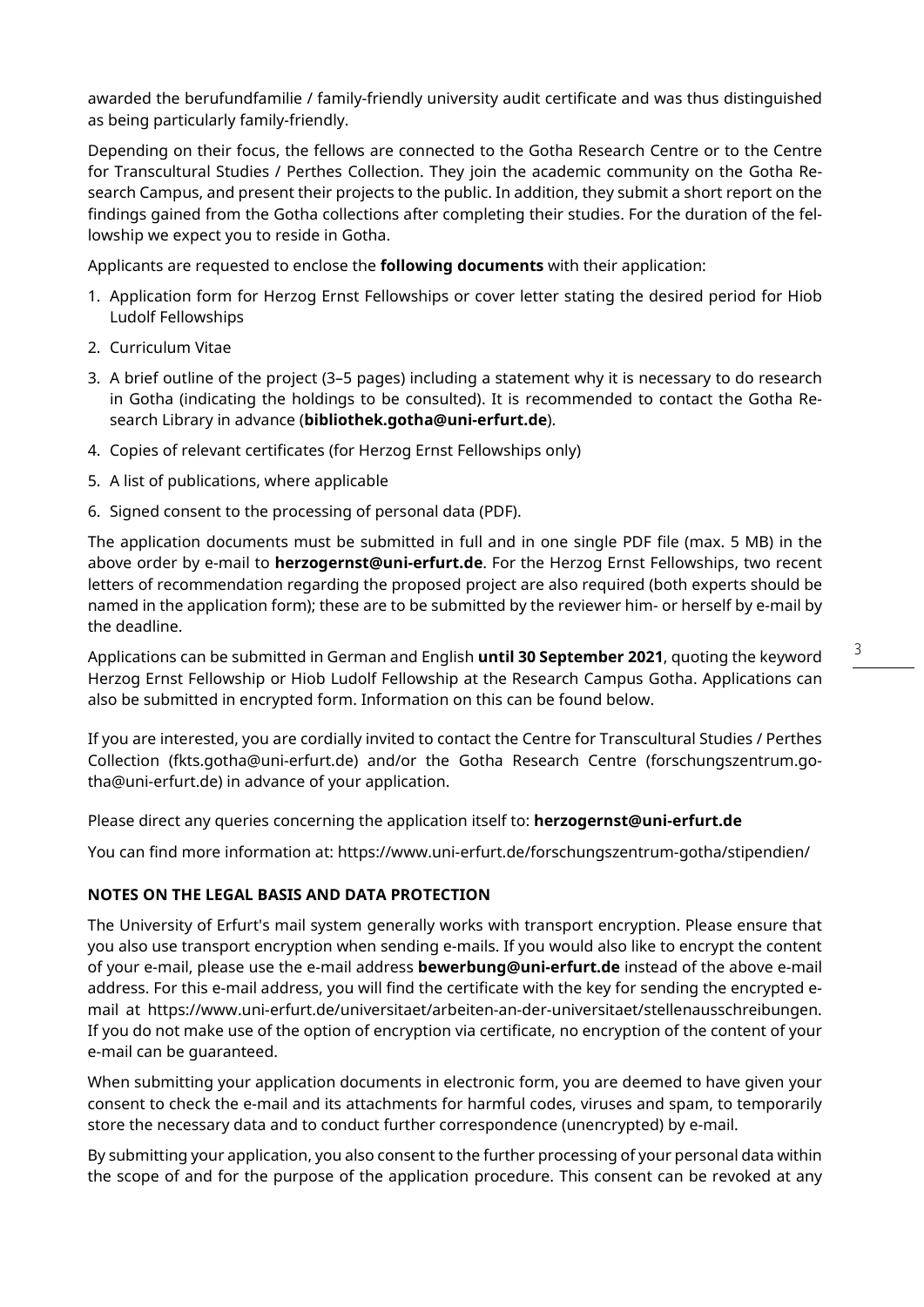awarded the berufundfamilie / family-friendly university audit certificate and was thus distinguished as being particularly family-friendly.

Depending on their focus, the fellows are connected to the Gotha Research Centre or to the Centre for Transcultural Studies / Perthes Collection. They join the academic community on the Gotha Research Campus, and present their projects to the public. In addition, they submit a short report on the findings gained from the Gotha collections after completing their studies. For the duration of the fellowship we expect you to reside in Gotha.

Applicants are requested to enclose the **following documents** with their application:

1. Application form for Herzog Ernst Fellowships or cover letter stating the desired period for Hiob Ludolf Fellowships
2. Curriculum Vitae
3. A brief outline of the project (3–5 pages) including a statement why it is necessary to do research in Gotha (indicating the holdings to be consulted). It is recommended to contact the Gotha Research Library in advance (**bibliothek.gotha@uni-erfurt.de**).
4. Copies of relevant certificates (for Herzog Ernst Fellowships only)
5. A list of publications, where applicable
6. Signed consent to the processing of personal data (PDF).

The application documents must be submitted in full and in one single PDF file (max. 5 MB) in the above order by e-mail to **herzogernst@uni-erfurt.de**. For the Herzog Ernst Fellowships, two recent letters of recommendation regarding the proposed project are also required (both experts should be named in the application form); these are to be submitted by the reviewer him- or herself by e-mail by the deadline.

Applications can be submitted in German and English **until 30 September 2021**, quoting the keyword Herzog Ernst Fellowship or Hiob Ludolf Fellowship at the Research Campus Gotha. Applications can also be submitted in encrypted form. Information on this can be found below.

If you are interested, you are cordially invited to contact the Centre for Transcultural Studies / Perthes Collection (fkts.gotha@uni-erfurt.de) and/or the Gotha Research Centre (forschungszentrum.gotha@uni-erfurt.de) in advance of your application.

Please direct any queries concerning the application itself to: **herzogernst@uni-erfurt.de**

You can find more information at: https://www.uni-erfurt.de/forschungszentrum-gotha/stipendien/

**NOTES ON THE LEGAL BASIS AND DATA PROTECTION**

The University of Erfurt's mail system generally works with transport encryption. Please ensure that you also use transport encryption when sending e-mails. If you would also like to encrypt the content of your e-mail, please use the e-mail address **bewerbung@uni-erfurt.de** instead of the above e-mail address. For this e-mail address, you will find the certificate with the key for sending the encrypted e-mail at https://www.uni-erfurt.de/universitaet/arbeiten-an-der-universitaet/stellenausschreibungen. If you do not make use of the option of encryption via certificate, no encryption of the content of your e-mail can be guaranteed.

When submitting your application documents in electronic form, you are deemed to have given your consent to check the e-mail and its attachments for harmful codes, viruses and spam, to temporarily store the necessary data and to conduct further correspondence (unencrypted) by e-mail.

By submitting your application, you also consent to the further processing of your personal data within the scope of and for the purpose of the application procedure. This consent can be revoked at any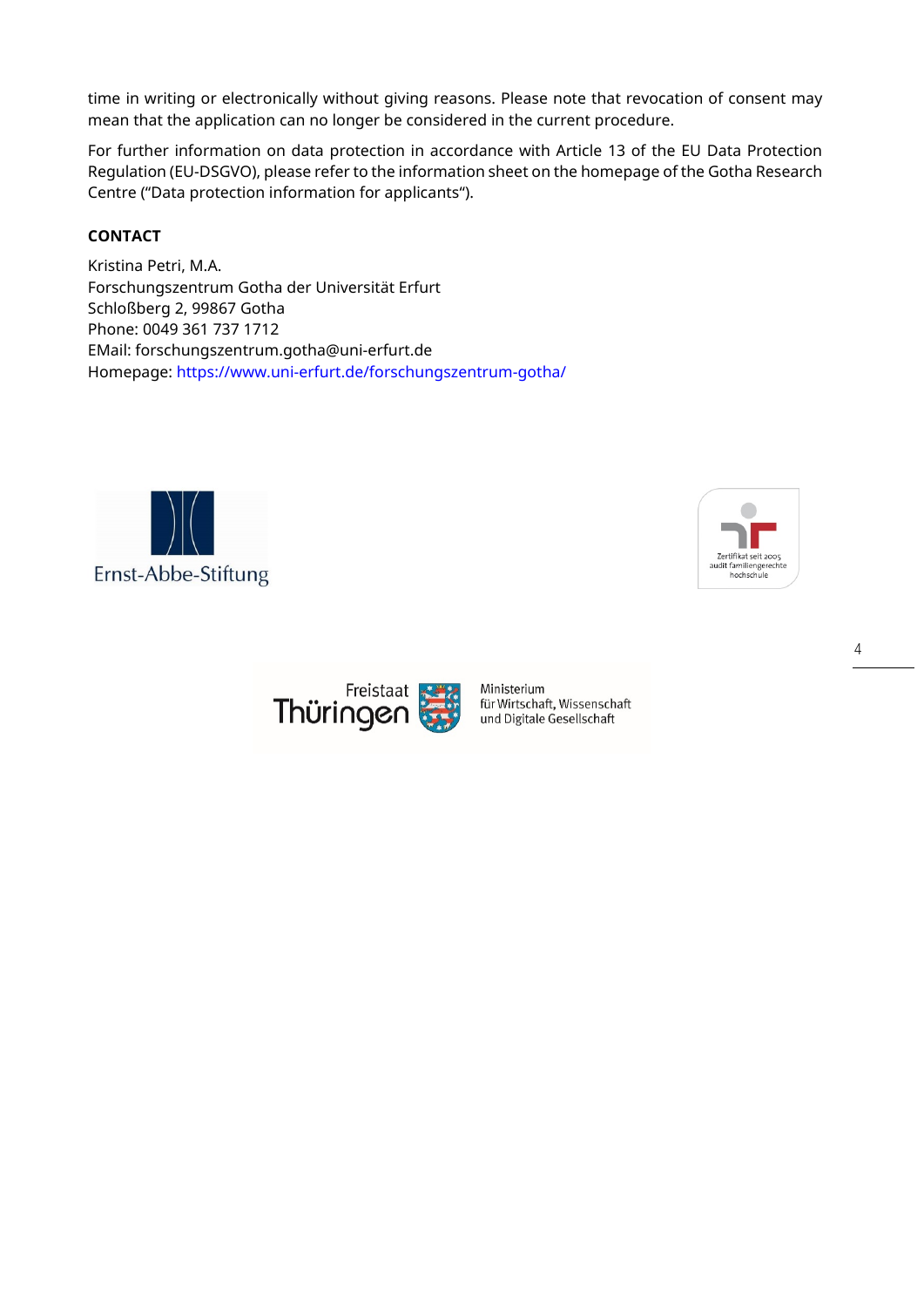time in writing or electronically without giving reasons. Please note that revocation of consent may mean that the application can no longer be considered in the current procedure.

For further information on data protection in accordance with Article 13 of the EU Data Protection Regulation (EU-DSGVO), please refer to the information sheet on the homepage of the Gotha Research Centre ("Data protection information for applicants").

**CONTACT**

Kristina Petri, M.A.
Forschungszentrum Gotha der Universität Erfurt
Schloßberg 2, 99867 Gotha
Phone: 0049 361 737 1712
EMail: forschungszentrum.gotha@uni-erfurt.de
Homepage: https://www.uni-erfurt.de/forschungszentrum-gotha/

Ernst-Abbe-Stiftung

Zertifikat seit 2005
audit familiengerechte hochschule

Freistaat Thüringen
Ministerium für Wirtschaft, Wissenschaft und Digitale Gesellschaft